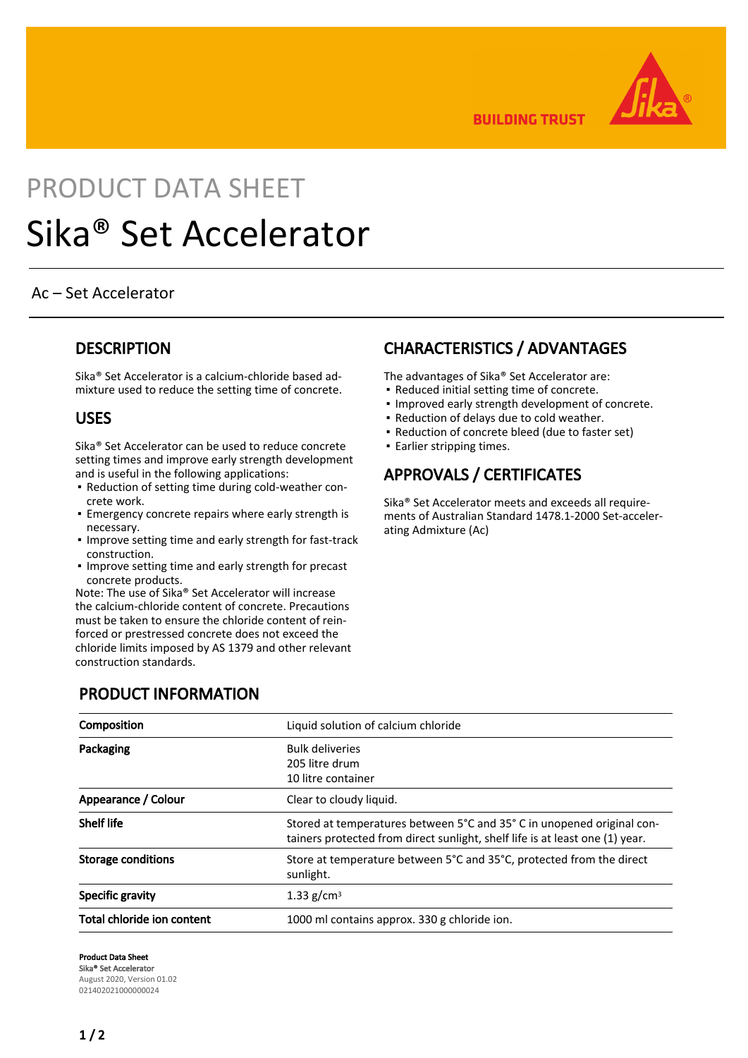BUILDING TRUST

PRODUCT DATA SHEET

# Sika® Set Accelerator

Ac – Set Accelerator

## DESCRIPTION

Sika® Set Accelerator is a calcium-chloride based admixture used to reduce the setting time of concrete.

## USES

Sika® Set Accelerator can be used to reduce concrete setting times and improve early strength development and is useful in the following applications:

- Reduction of setting time during cold-weather concrete work.
- Emergency concrete repairs where early strength is necessary.
- Improve setting time and early strength for fast-track construction.
- Improve setting time and early strength for precast concrete products.

Note: The use of Sika® Set Accelerator will increase the calcium-chloride content of concrete. Precautions must be taken to ensure the chloride content of reinforced or prestressed concrete does not exceed the chloride limits imposed by AS 1379 and other relevant construction standards.

## CHARACTERISTICS / ADVANTAGES

The advantages of Sika® Set Accelerator are:

- Reduced initial setting time of concrete.
- Improved early strength development of concrete.
- Reduction of delays due to cold weather.
- Reduction of concrete bleed (due to faster set)
- Earlier stripping times.

## APPROVALS / CERTIFICATES

Sika® Set Accelerator meets and exceeds all requirements of Australian Standard 1478.1-2000 Set-accelerating Admixture (Ac)

## PRODUCT INFORMATION

| | |
|---|---|
| **Composition** | Liquid solution of calcium chloride |
| **Packaging** | Bulk deliveries<br>205 litre drum<br>10 litre container |
| **Appearance / Colour** | Clear to cloudy liquid. |
| **Shelf life** | Stored at temperatures between 5°C and 35° C in unopened original containers protected from direct sunlight, shelf life is at least one (1) year. |
| **Storage conditions** | Store at temperature between 5°C and 35°C, protected from the direct sunlight. |
| **Specific gravity** | 1.33 g/cm³ |
| **Total chloride ion content** | 1000 ml contains approx. 330 g chloride ion. |

**Product Data Sheet**
**Sika® Set Accelerator**
August 2020, Version 01.02
021402021000000024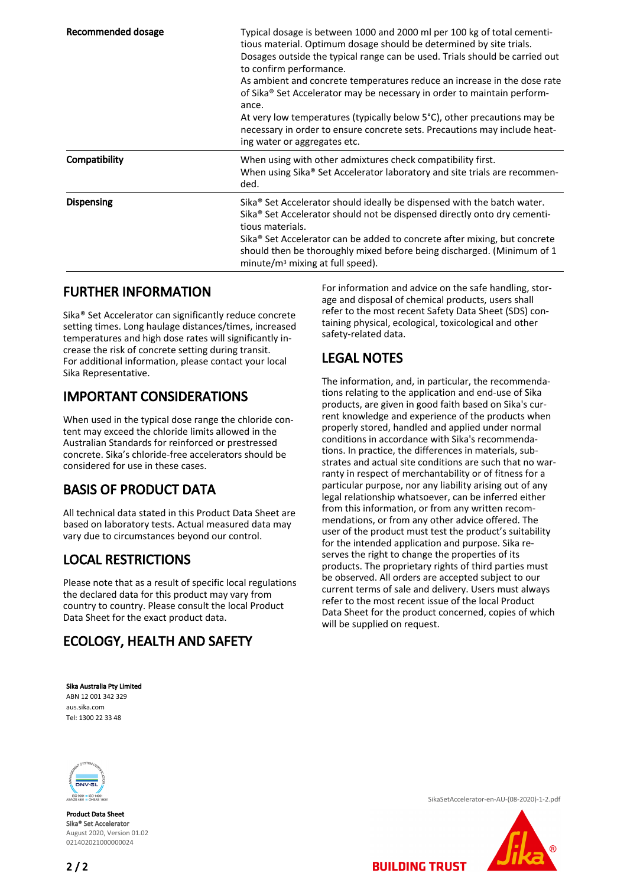| | |
|---|---|
| **Recommended dosage** | Typical dosage is between 1000 and 2000 ml per 100 kg of total cementitious material. Optimum dosage should be determined by site trials. Dosages outside the typical range can be used. Trials should be carried out to confirm performance. As ambient and concrete temperatures reduce an increase in the dose rate of Sika® Set Accelerator may be necessary in order to maintain performance. At very low temperatures (typically below 5°C), other precautions may be necessary in order to ensure concrete sets. Precautions may include heating water or aggregates etc. |
| **Compatibility** | When using with other admixtures check compatibility first. When using Sika® Set Accelerator laboratory and site trials are recommended. |
| **Dispensing** | Sika® Set Accelerator should ideally be dispensed with the batch water. Sika® Set Accelerator should not be dispensed directly onto dry cementitious materials. Sika® Set Accelerator can be added to concrete after mixing, but concrete should then be thoroughly mixed before being discharged. (Minimum of 1 minute/m³ mixing at full speed). |

## FURTHER INFORMATION

Sika® Set Accelerator can significantly reduce concrete setting times. Long haulage distances/times, increased temperatures and high dose rates will significantly increase the risk of concrete setting during transit.
For additional information, please contact your local Sika Representative.

## IMPORTANT CONSIDERATIONS

When used in the typical dose range the chloride content may exceed the chloride limits allowed in the Australian Standards for reinforced or prestressed concrete. Sika's chloride-free accelerators should be considered for use in these cases.

## BASIS OF PRODUCT DATA

All technical data stated in this Product Data Sheet are based on laboratory tests. Actual measured data may vary due to circumstances beyond our control.

## LOCAL RESTRICTIONS

Please note that as a result of specific local regulations the declared data for this product may vary from country to country. Please consult the local Product Data Sheet for the exact product data.

## ECOLOGY, HEALTH AND SAFETY

For information and advice on the safe handling, storage and disposal of chemical products, users shall refer to the most recent Safety Data Sheet (SDS) containing physical, ecological, toxicological and other safety-related data.

## LEGAL NOTES

The information, and, in particular, the recommendations relating to the application and end-use of Sika products, are given in good faith based on Sika's current knowledge and experience of the products when properly stored, handled and applied under normal conditions in accordance with Sika's recommendations. In practice, the differences in materials, substrates and actual site conditions are such that no warranty in respect of merchantability or of fitness for a particular purpose, nor any liability arising out of any legal relationship whatsoever, can be inferred either from this information, or from any written recommendations, or from any other advice offered. The user of the product must test the product's suitability for the intended application and purpose. Sika reserves the right to change the properties of its products. The proprietary rights of third parties must be observed. All orders are accepted subject to our current terms of sale and delivery. Users must always refer to the most recent issue of the local Product Data Sheet for the product concerned, copies of which will be supplied on request.

**Sika Australia Pty Limited**
ABN 12 001 342 329
aus.sika.com
Tel: 1300 22 33 48

**Product Data Sheet**
**Sika® Set Accelerator**
August 2020, Version 01.02
021402021000000024

SikaSetAccelerator-en-AU-(08-2020)-1-2.pdf

**BUILDING TRUST**